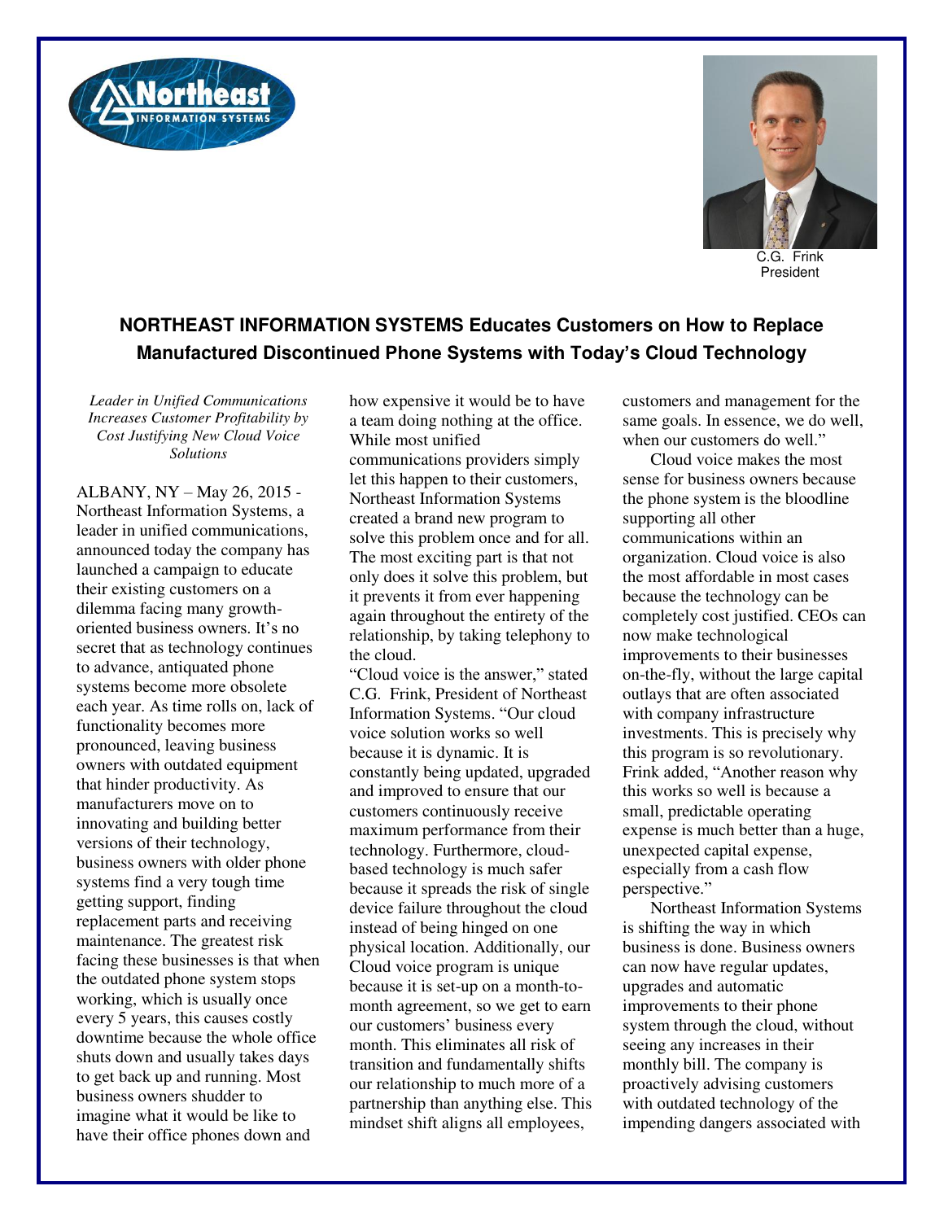C.G. Frink
President

## NORTHEAST INFORMATION SYSTEMS Educates Customers on How to Replace Manufactured Discontinued Phone Systems with Today's Cloud Technology

*Leader in Unified Communications Increases Customer Profitability by Cost Justifying New Cloud Voice Solutions*

ALBANY, NY – May 26, 2015 - Northeast Information Systems, a leader in unified communications, announced today the company has launched a campaign to educate their existing customers on a dilemma facing many growth-oriented business owners. It's no secret that as technology continues to advance, antiquated phone systems become more obsolete each year. As time rolls on, lack of functionality becomes more pronounced, leaving business owners with outdated equipment that hinder productivity. As manufacturers move on to innovating and building better versions of their technology, business owners with older phone systems find a very tough time getting support, finding replacement parts and receiving maintenance. The greatest risk facing these businesses is that when the outdated phone system stops working, which is usually once every 5 years, this causes costly downtime because the whole office shuts down and usually takes days to get back up and running. Most business owners shudder to imagine what it would be like to have their office phones down and how expensive it would be to have a team doing nothing at the office. While most unified communications providers simply let this happen to their customers, Northeast Information Systems created a brand new program to solve this problem once and for all. The most exciting part is that not only does it solve this problem, but it prevents it from ever happening again throughout the entirety of the relationship, by taking telephony to the cloud.

"Cloud voice is the answer," stated C.G. Frink, President of Northeast Information Systems. "Our cloud voice solution works so well because it is dynamic. It is constantly being updated, upgraded and improved to ensure that our customers continuously receive maximum performance from their technology. Furthermore, cloud-based technology is much safer because it spreads the risk of single device failure throughout the cloud instead of being hinged on one physical location. Additionally, our Cloud voice program is unique because it is set-up on a month-to-month agreement, so we get to earn our customers' business every month. This eliminates all risk of transition and fundamentally shifts our relationship to much more of a partnership than anything else. This mindset shift aligns all employees, customers and management for the same goals. In essence, we do well, when our customers do well."

Cloud voice makes the most sense for business owners because the phone system is the bloodline supporting all other communications within an organization. Cloud voice is also the most affordable in most cases because the technology can be completely cost justified. CEOs can now make technological improvements to their businesses on-the-fly, without the large capital outlays that are often associated with company infrastructure investments. This is precisely why this program is so revolutionary. Frink added, "Another reason why this works so well is because a small, predictable operating expense is much better than a huge, unexpected capital expense, especially from a cash flow perspective."

Northeast Information Systems is shifting the way in which business is done. Business owners can now have regular updates, upgrades and automatic improvements to their phone system through the cloud, without seeing any increases in their monthly bill. The company is proactively advising customers with outdated technology of the impending dangers associated with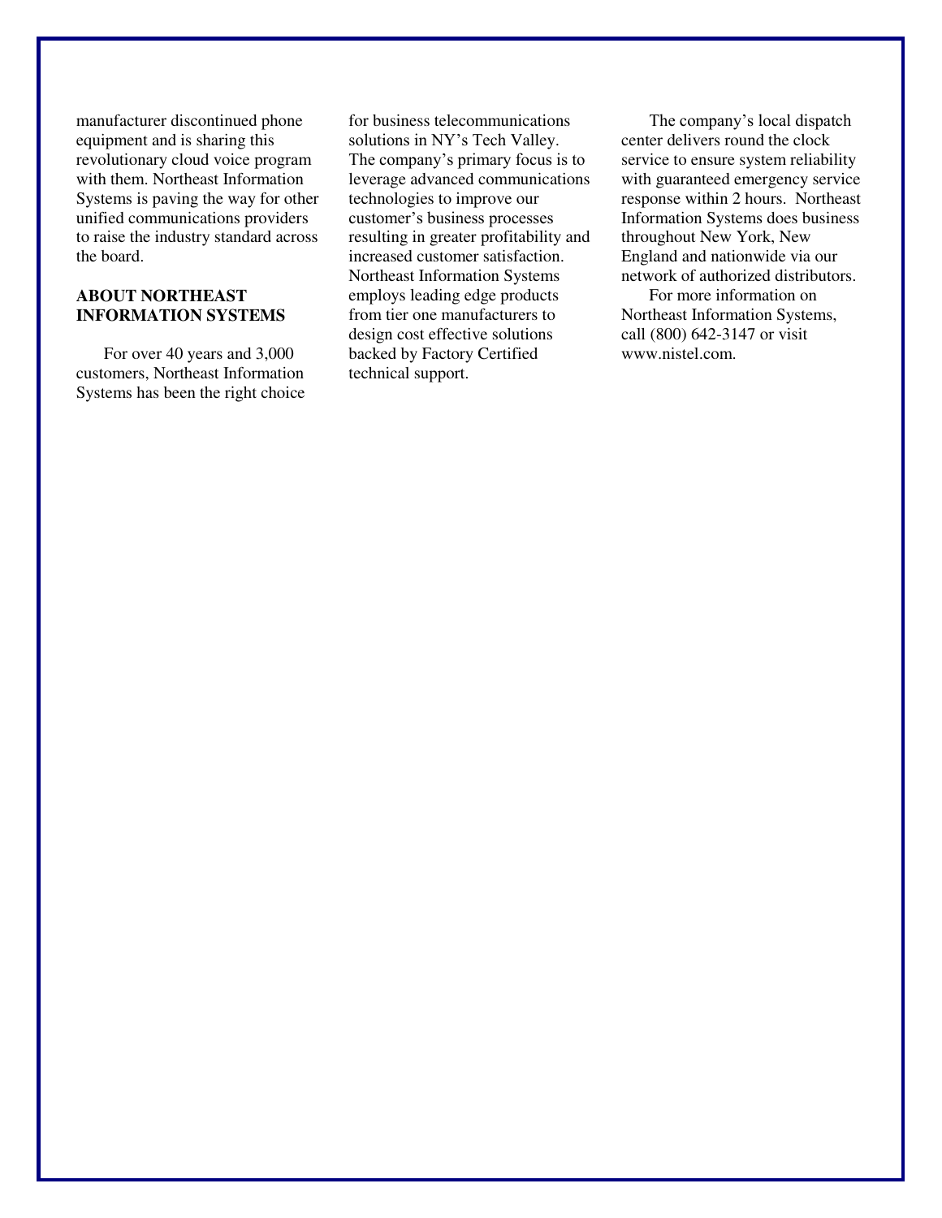manufacturer discontinued phone equipment and is sharing this revolutionary cloud voice program with them. Northeast Information Systems is paving the way for other unified communications providers to raise the industry standard across the board.

**ABOUT NORTHEAST INFORMATION SYSTEMS**

For over 40 years and 3,000 customers, Northeast Information Systems has been the right choice for business telecommunications solutions in NY's Tech Valley. The company's primary focus is to leverage advanced communications technologies to improve our customer's business processes resulting in greater profitability and increased customer satisfaction. Northeast Information Systems employs leading edge products from tier one manufacturers to design cost effective solutions backed by Factory Certified technical support.

The company's local dispatch center delivers round the clock service to ensure system reliability with guaranteed emergency service response within 2 hours. Northeast Information Systems does business throughout New York, New England and nationwide via our network of authorized distributors.

For more information on Northeast Information Systems, call (800) 642-3147 or visit www.nistel.com.